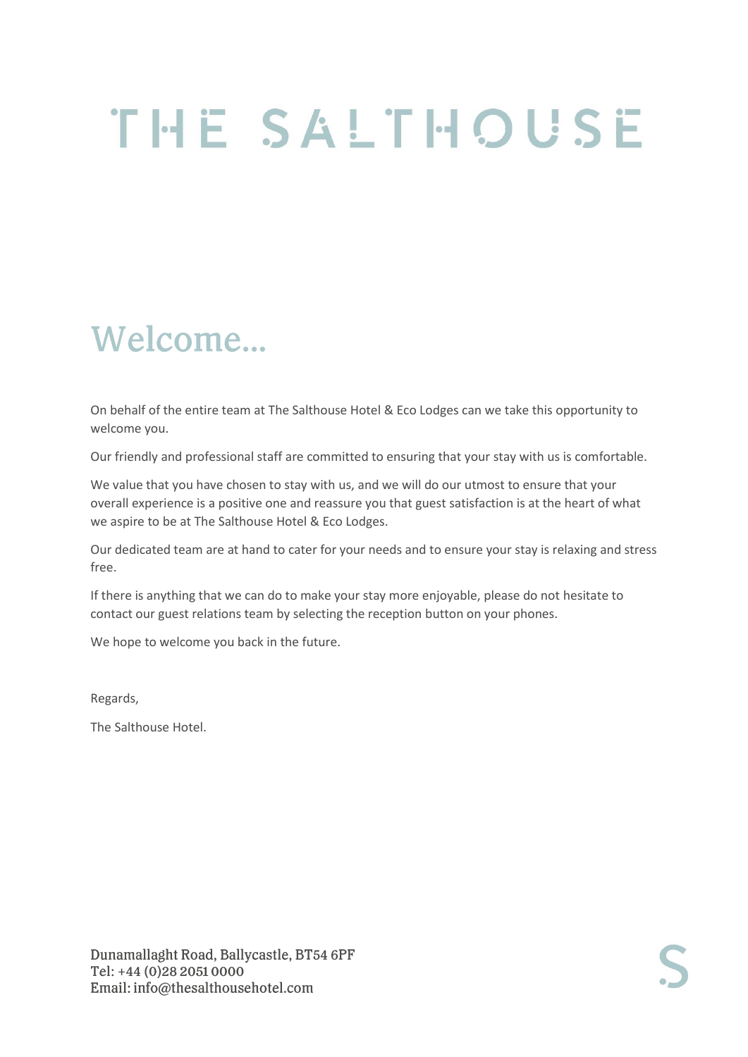# THE SALTHOUSE

## Welcome...

On behalf of the entire team at The Salthouse Hotel & Eco Lodges can we take this opportunity to welcome you.

Our friendly and professional staff are committed to ensuring that your stay with us is comfortable.

We value that you have chosen to stay with us, and we will do our utmost to ensure that your overall experience is a positive one and reassure you that guest satisfaction is at the heart of what we aspire to be at The Salthouse Hotel & Eco Lodges.

Our dedicated team are at hand to cater for your needs and to ensure your stay is relaxing and stress free.

If there is anything that we can do to make your stay more enjoyable, please do not hesitate to contact our guest relations team by selecting the reception button on your phones.

We hope to welcome you back in the future.

Regards,

The Salthouse Hotel.

Dunamallaght Road, Ballycastle, BT54 6PF
Tel: +44 (0)28 2051 0000
Email: info@thesalthousehotel.com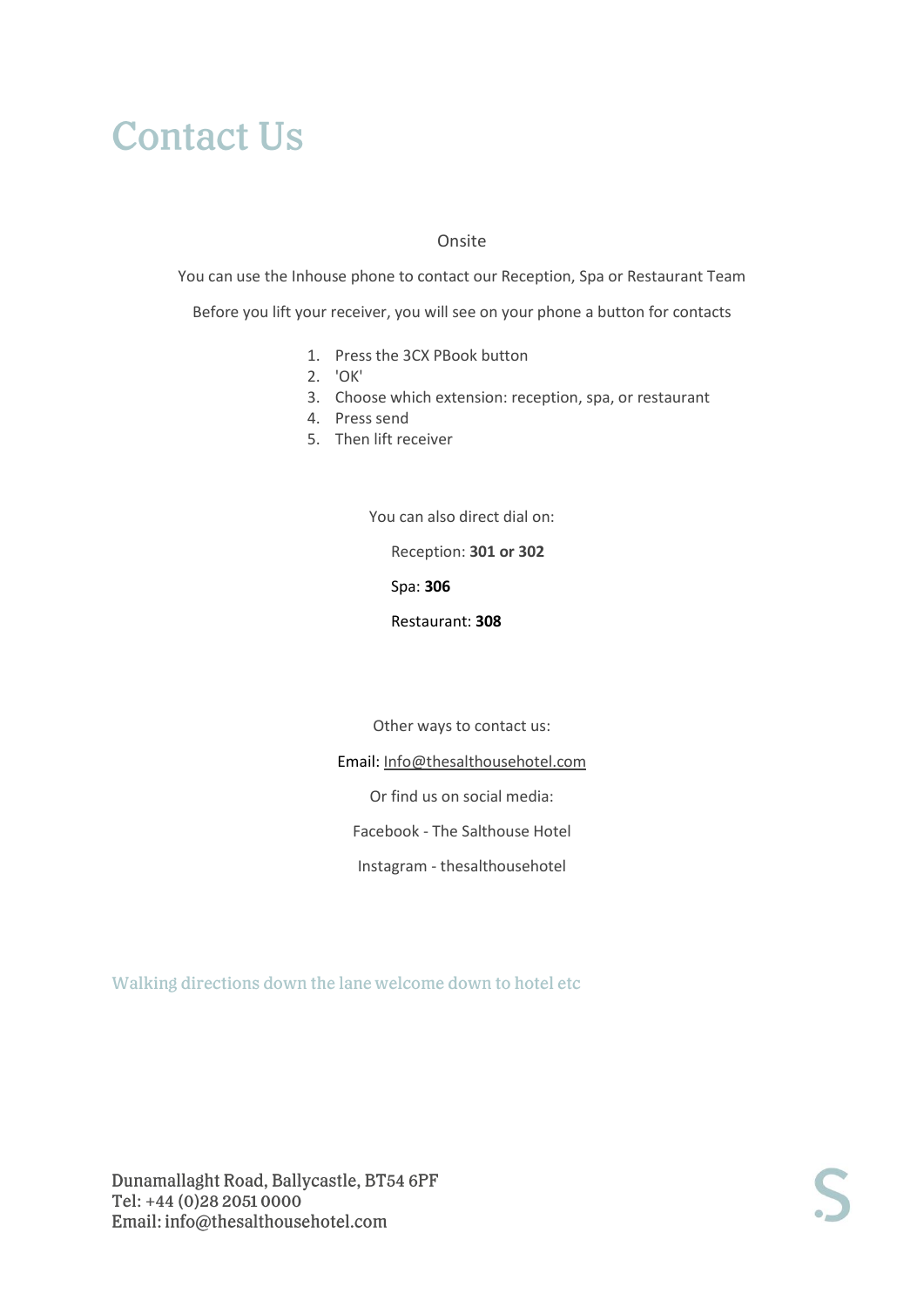# Contact Us

Onsite

You can use the Inhouse phone to contact our Reception, Spa or Restaurant Team

Before you lift your receiver, you will see on your phone a button for contacts

1. Press the 3CX PBook button
2. 'OK'
3. Choose which extension: reception, spa, or restaurant
4. Press send
5. Then lift receiver

You can also direct dial on:

Reception: **301 or 302**

Spa: **306**

Restaurant: **308**

Other ways to contact us:

Email: Info@thesalthousehotel.com

Or find us on social media:

Facebook - The Salthouse Hotel

Instagram - thesalthousehotel

Walking directions down the lane welcome down to hotel etc

Dunamallaght Road, Ballycastle, BT54 6PF
Tel: +44 (0)28 2051 0000
Email: info@thesalthousehotel.com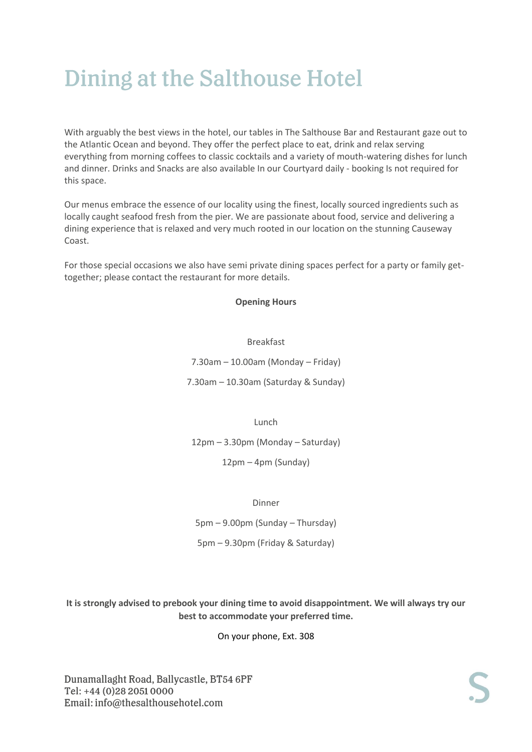# Dining at the Salthouse Hotel

With arguably the best views in the hotel, our tables in The Salthouse Bar and Restaurant gaze out to the Atlantic Ocean and beyond. They offer the perfect place to eat, drink and relax serving everything from morning coffees to classic cocktails and a variety of mouth-watering dishes for lunch and dinner. Drinks and Snacks are also available In our Courtyard daily - booking Is not required for this space.

Our menus embrace the essence of our locality using the finest, locally sourced ingredients such as locally caught seafood fresh from the pier. We are passionate about food, service and delivering a dining experience that is relaxed and very much rooted in our location on the stunning Causeway Coast.

For those special occasions we also have semi private dining spaces perfect for a party or family get-together; please contact the restaurant for more details.

**Opening Hours**

Breakfast

7.30am – 10.00am (Monday – Friday)

7.30am – 10.30am (Saturday & Sunday)

Lunch

12pm – 3.30pm (Monday – Saturday)

12pm – 4pm (Sunday)

Dinner

5pm – 9.00pm (Sunday – Thursday)

5pm – 9.30pm (Friday & Saturday)

**It is strongly advised to prebook your dining time to avoid disappointment. We will always try our best to accommodate your preferred time.**

On your phone, Ext. 308

Dunamallaght Road, Ballycastle, BT54 6PF
Tel: +44 (0)28 2051 0000
Email: info@thesalthousehotel.com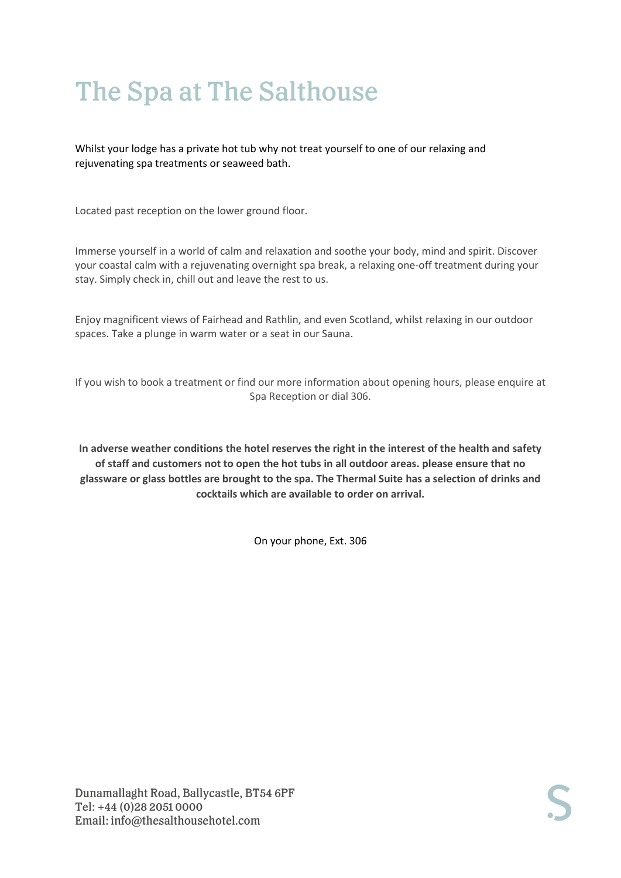# The Spa at The Salthouse

Whilst your lodge has a private hot tub why not treat yourself to one of our relaxing and rejuvenating spa treatments or seaweed bath.

Located past reception on the lower ground floor.

Immerse yourself in a world of calm and relaxation and soothe your body, mind and spirit. Discover your coastal calm with a rejuvenating overnight spa break, a relaxing one-off treatment during your stay. Simply check in, chill out and leave the rest to us.

Enjoy magnificent views of Fairhead and Rathlin, and even Scotland, whilst relaxing in our outdoor spaces. Take a plunge in warm water or a seat in our Sauna.

If you wish to book a treatment or find our more information about opening hours, please enquire at Spa Reception or dial 306.

**In adverse weather conditions the hotel reserves the right in the interest of the health and safety of staff and customers not to open the hot tubs in all outdoor areas. please ensure that no glassware or glass bottles are brought to the spa. The Thermal Suite has a selection of drinks and cocktails which are available to order on arrival.**

On your phone, Ext. 306

Dunamallaght Road, Ballycastle, BT54 6PF
Tel: +44 (0)28 2051 0000
Email: info@thesalthousehotel.com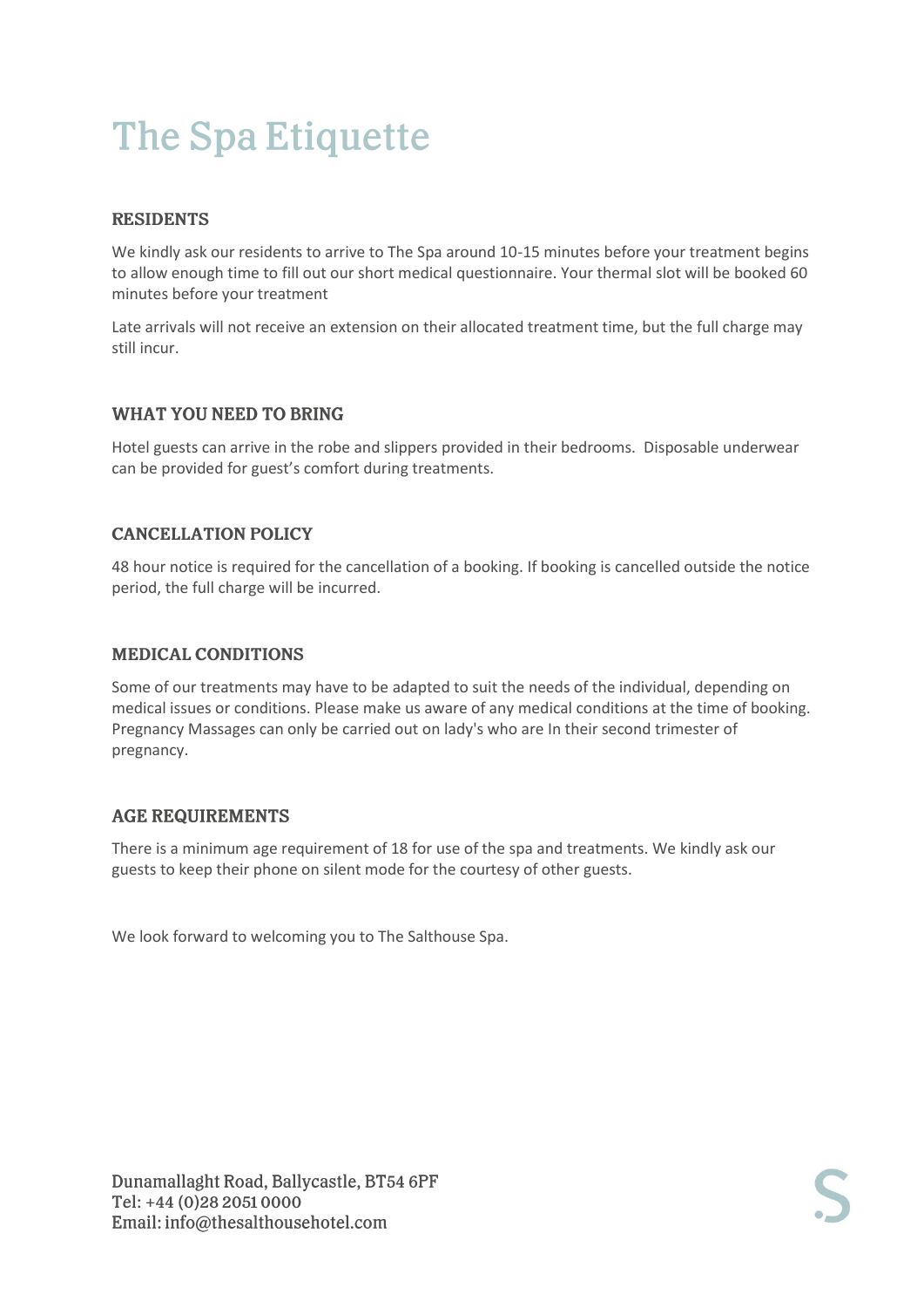# The Spa Etiquette

## RESIDENTS

We kindly ask our residents to arrive to The Spa around 10-15 minutes before your treatment begins to allow enough time to fill out our short medical questionnaire. Your thermal slot will be booked 60 minutes before your treatment

Late arrivals will not receive an extension on their allocated treatment time, but the full charge may still incur.

## WHAT YOU NEED TO BRING

Hotel guests can arrive in the robe and slippers provided in their bedrooms. Disposable underwear can be provided for guest's comfort during treatments.

## CANCELLATION POLICY

48 hour notice is required for the cancellation of a booking. If booking is cancelled outside the notice period, the full charge will be incurred.

## MEDICAL CONDITIONS

Some of our treatments may have to be adapted to suit the needs of the individual, depending on medical issues or conditions. Please make us aware of any medical conditions at the time of booking. Pregnancy Massages can only be carried out on lady's who are In their second trimester of pregnancy.

## AGE REQUIREMENTS

There is a minimum age requirement of 18 for use of the spa and treatments. We kindly ask our guests to keep their phone on silent mode for the courtesy of other guests.

We look forward to welcoming you to The Salthouse Spa.

Dunamallaght Road, Ballycastle, BT54 6PF
Tel: +44 (0)28 2051 0000
Email: info@thesalthousehotel.com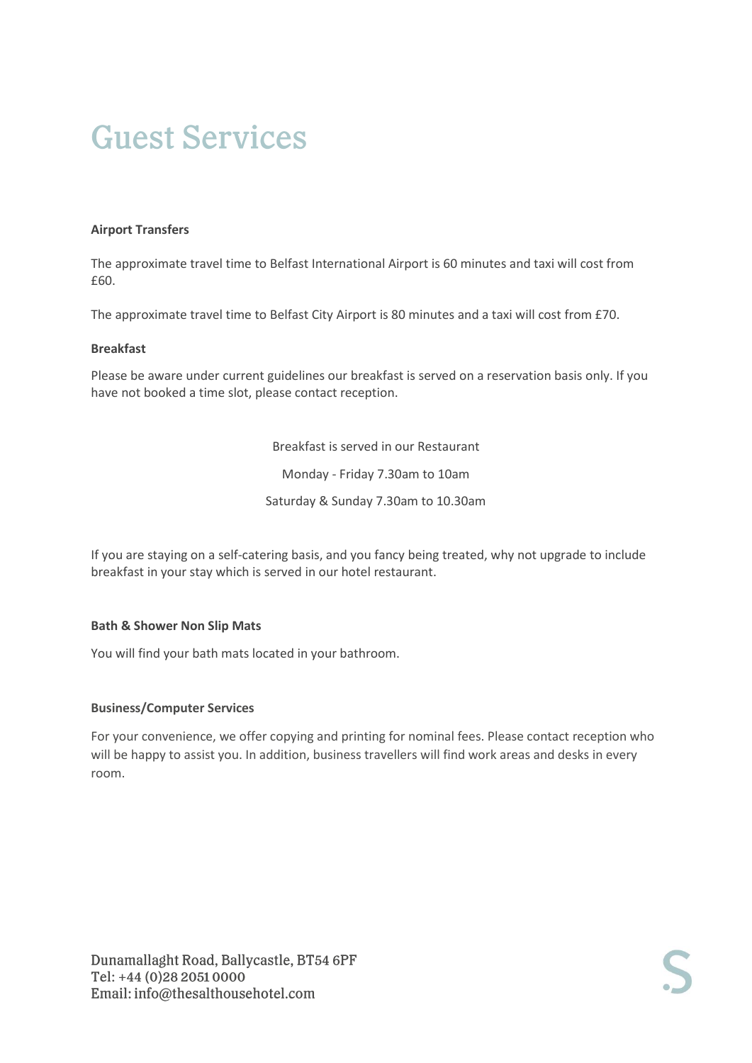# Guest Services

**Airport Transfers**

The approximate travel time to Belfast International Airport is 60 minutes and taxi will cost from £60.

The approximate travel time to Belfast City Airport is 80 minutes and a taxi will cost from £70.

**Breakfast**

Please be aware under current guidelines our breakfast is served on a reservation basis only. If you have not booked a time slot, please contact reception.

Breakfast is served in our Restaurant

Monday - Friday 7.30am to 10am

Saturday & Sunday 7.30am to 10.30am

If you are staying on a self-catering basis, and you fancy being treated, why not upgrade to include breakfast in your stay which is served in our hotel restaurant.

**Bath & Shower Non Slip Mats**

You will find your bath mats located in your bathroom.

**Business/Computer Services**

For your convenience, we offer copying and printing for nominal fees. Please contact reception who will be happy to assist you. In addition, business travellers will find work areas and desks in every room.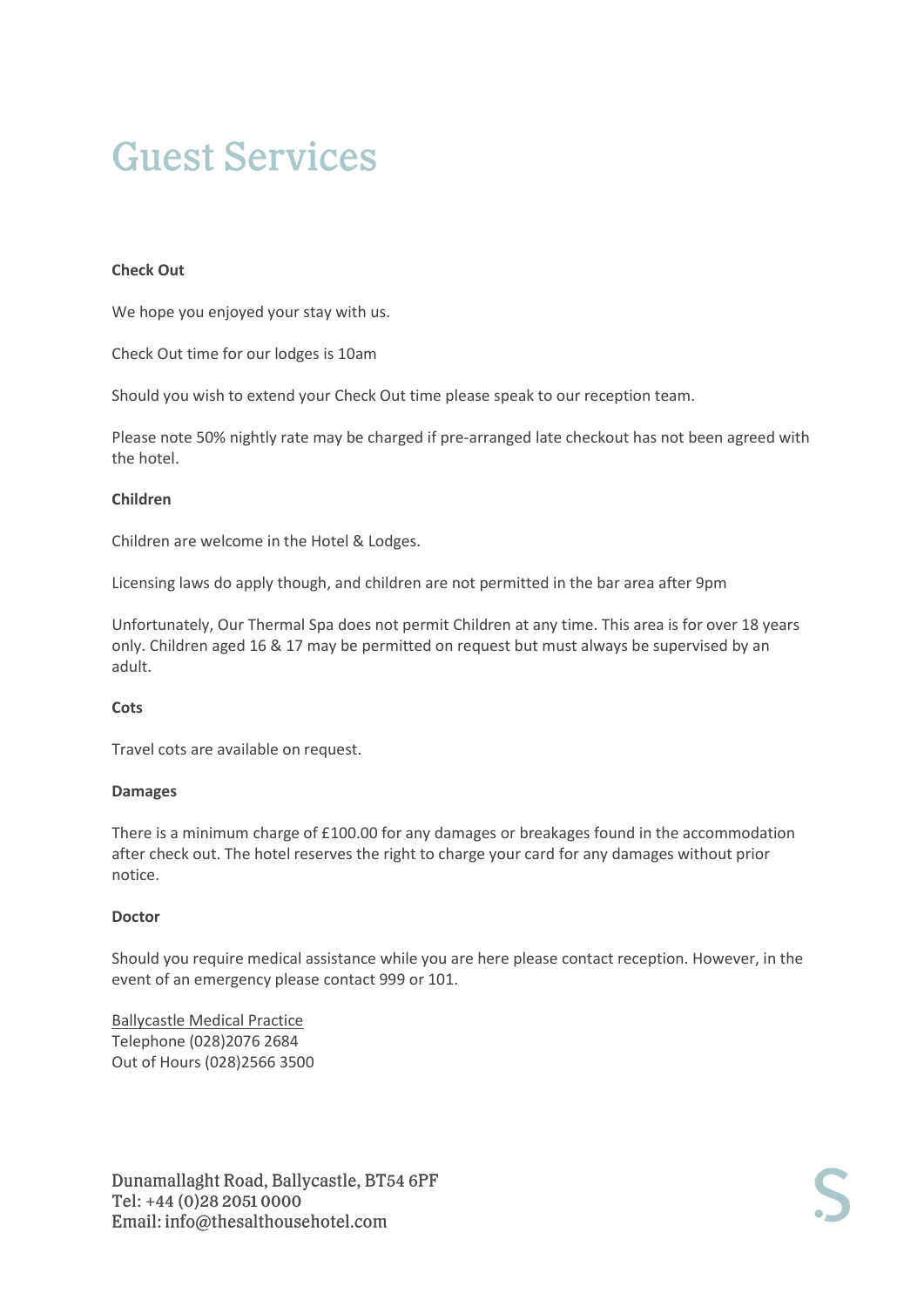# Guest Services

**Check Out**

We hope you enjoyed your stay with us.

Check Out time for our lodges is 10am

Should you wish to extend your Check Out time please speak to our reception team.

Please note 50% nightly rate may be charged if pre-arranged late checkout has not been agreed with the hotel.

**Children**

Children are welcome in the Hotel & Lodges.

Licensing laws do apply though, and children are not permitted in the bar area after 9pm

Unfortunately, Our Thermal Spa does not permit Children at any time. This area is for over 18 years only. Children aged 16 & 17 may be permitted on request but must always be supervised by an adult.

**Cots**

Travel cots are available on request.

**Damages**

There is a minimum charge of £100.00 for any damages or breakages found in the accommodation after check out. The hotel reserves the right to charge your card for any damages without prior notice.

**Doctor**

Should you require medical assistance while you are here please contact reception. However, in the event of an emergency please contact 999 or 101.

Ballycastle Medical Practice
Telephone (028)2076 2684
Out of Hours (028)2566 3500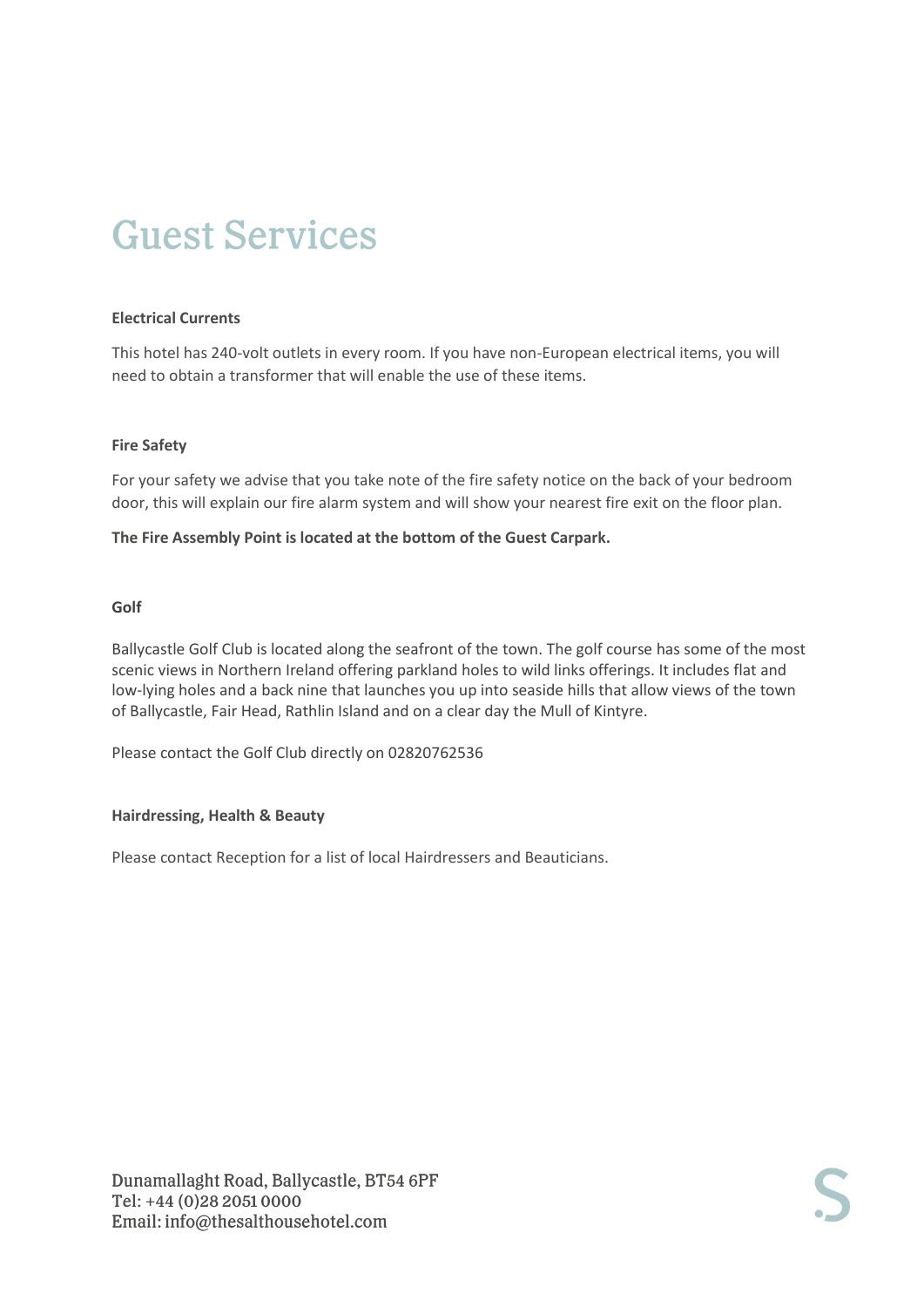# Guest Services

**Electrical Currents**

This hotel has 240-volt outlets in every room. If you have non-European electrical items, you will need to obtain a transformer that will enable the use of these items.

**Fire Safety**

For your safety we advise that you take note of the fire safety notice on the back of your bedroom door, this will explain our fire alarm system and will show your nearest fire exit on the floor plan.

**The Fire Assembly Point is located at the bottom of the Guest Carpark.**

**Golf**

Ballycastle Golf Club is located along the seafront of the town. The golf course has some of the most scenic views in Northern Ireland offering parkland holes to wild links offerings. It includes flat and low-lying holes and a back nine that launches you up into seaside hills that allow views of the town of Ballycastle, Fair Head, Rathlin Island and on a clear day the Mull of Kintyre.

Please contact the Golf Club directly on 02820762536

**Hairdressing, Health & Beauty**

Please contact Reception for a list of local Hairdressers and Beauticians.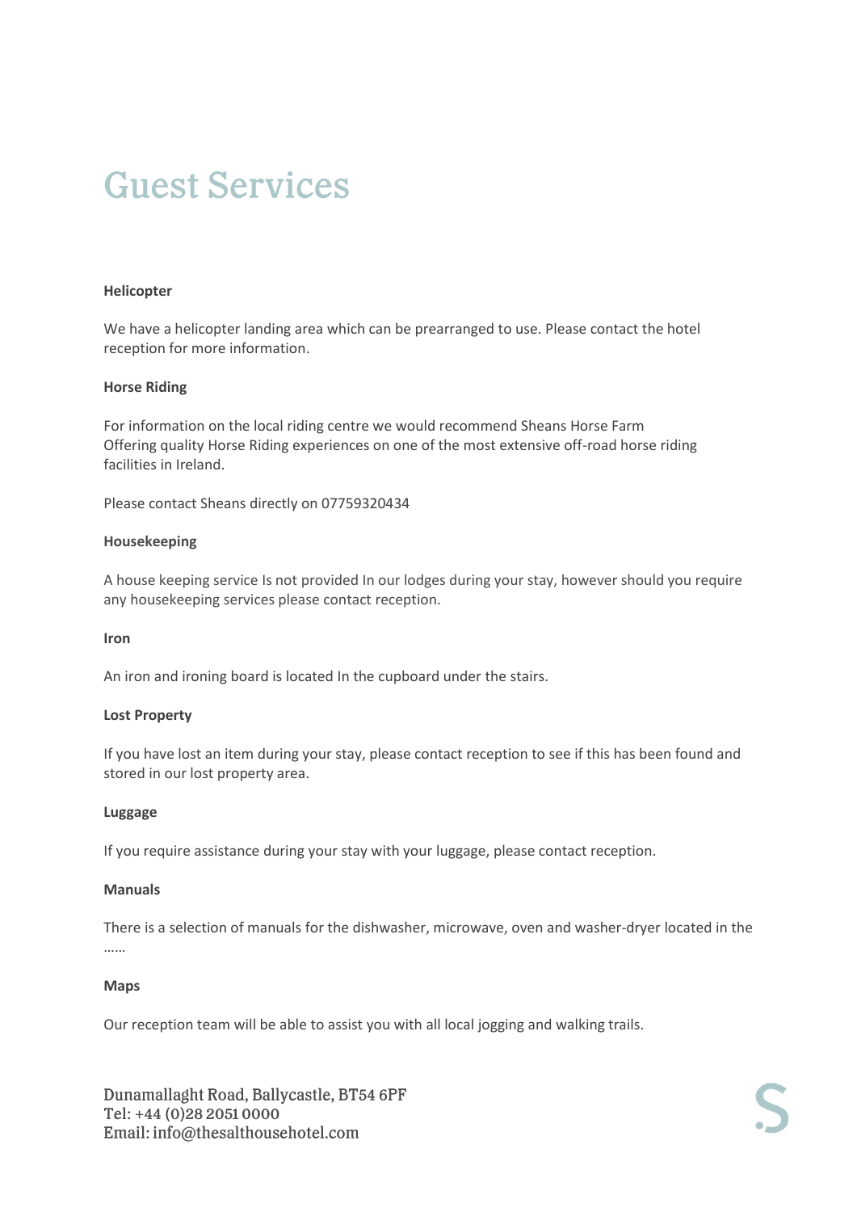# Guest Services

**Helicopter**

We have a helicopter landing area which can be prearranged to use. Please contact the hotel reception for more information.

**Horse Riding**

For information on the local riding centre we would recommend Sheans Horse Farm
Offering quality Horse Riding experiences on one of the most extensive off-road horse riding facilities in Ireland.

Please contact Sheans directly on 07759320434

**Housekeeping**

A house keeping service Is not provided In our lodges during your stay, however should you require any housekeeping services please contact reception.

**Iron**

An iron and ironing board is located In the cupboard under the stairs.

**Lost Property**

If you have lost an item during your stay, please contact reception to see if this has been found and stored in our lost property area.

**Luggage**

If you require assistance during your stay with your luggage, please contact reception.

**Manuals**

There is a selection of manuals for the dishwasher, microwave, oven and washer-dryer located in the ……

**Maps**

Our reception team will be able to assist you with all local jogging and walking trails.

Dunamallaght Road, Ballycastle, BT54 6PF
Tel: +44 (0)28 2051 0000
Email: info@thesalthousehotel.com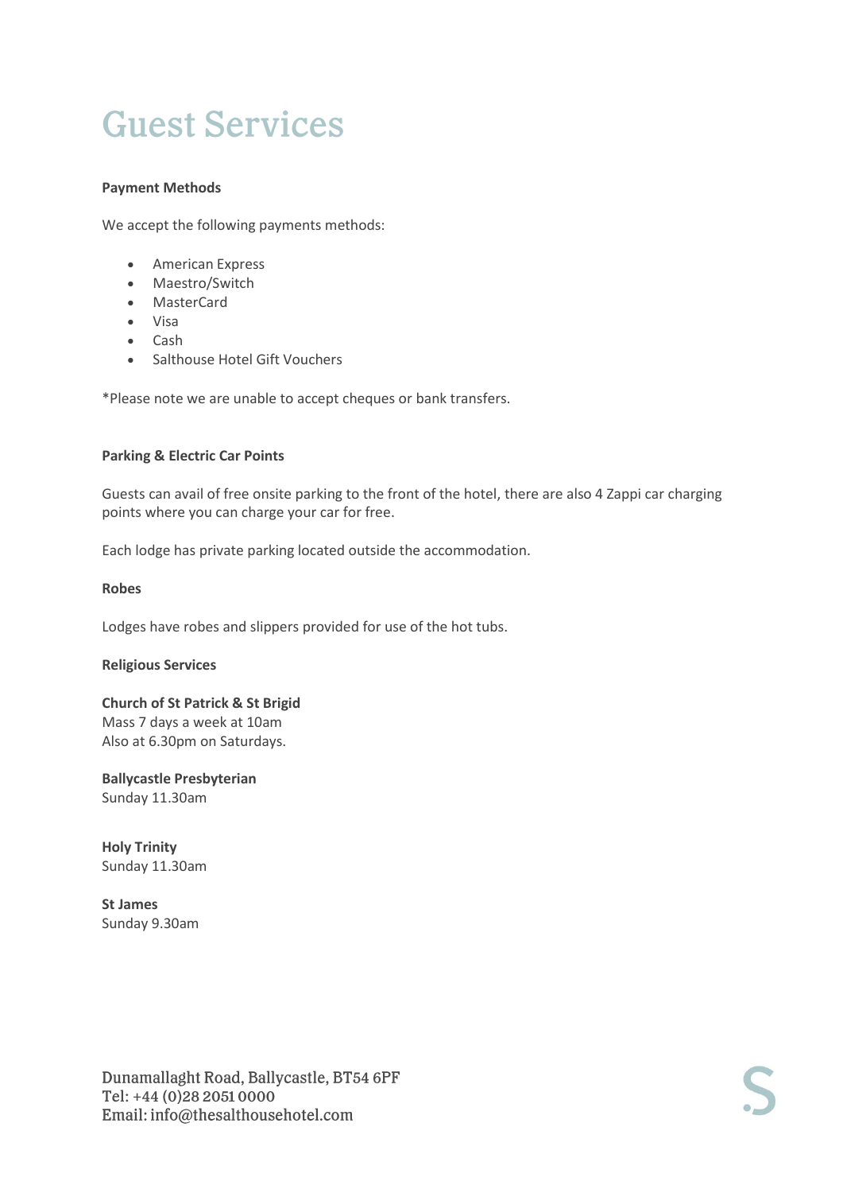# Guest Services

**Payment Methods**

We accept the following payments methods:

- American Express
- Maestro/Switch
- MasterCard
- Visa
- Cash
- Salthouse Hotel Gift Vouchers

*Please note we are unable to accept cheques or bank transfers.

**Parking & Electric Car Points**

Guests can avail of free onsite parking to the front of the hotel, there are also 4 Zappi car charging points where you can charge your car for free.

Each lodge has private parking located outside the accommodation.

**Robes**

Lodges have robes and slippers provided for use of the hot tubs.

**Religious Services**

**Church of St Patrick & St Brigid**
Mass 7 days a week at 10am
Also at 6.30pm on Saturdays.

**Ballycastle Presbyterian**
Sunday 11.30am

**Holy Trinity**
Sunday 11.30am

**St James**
Sunday 9.30am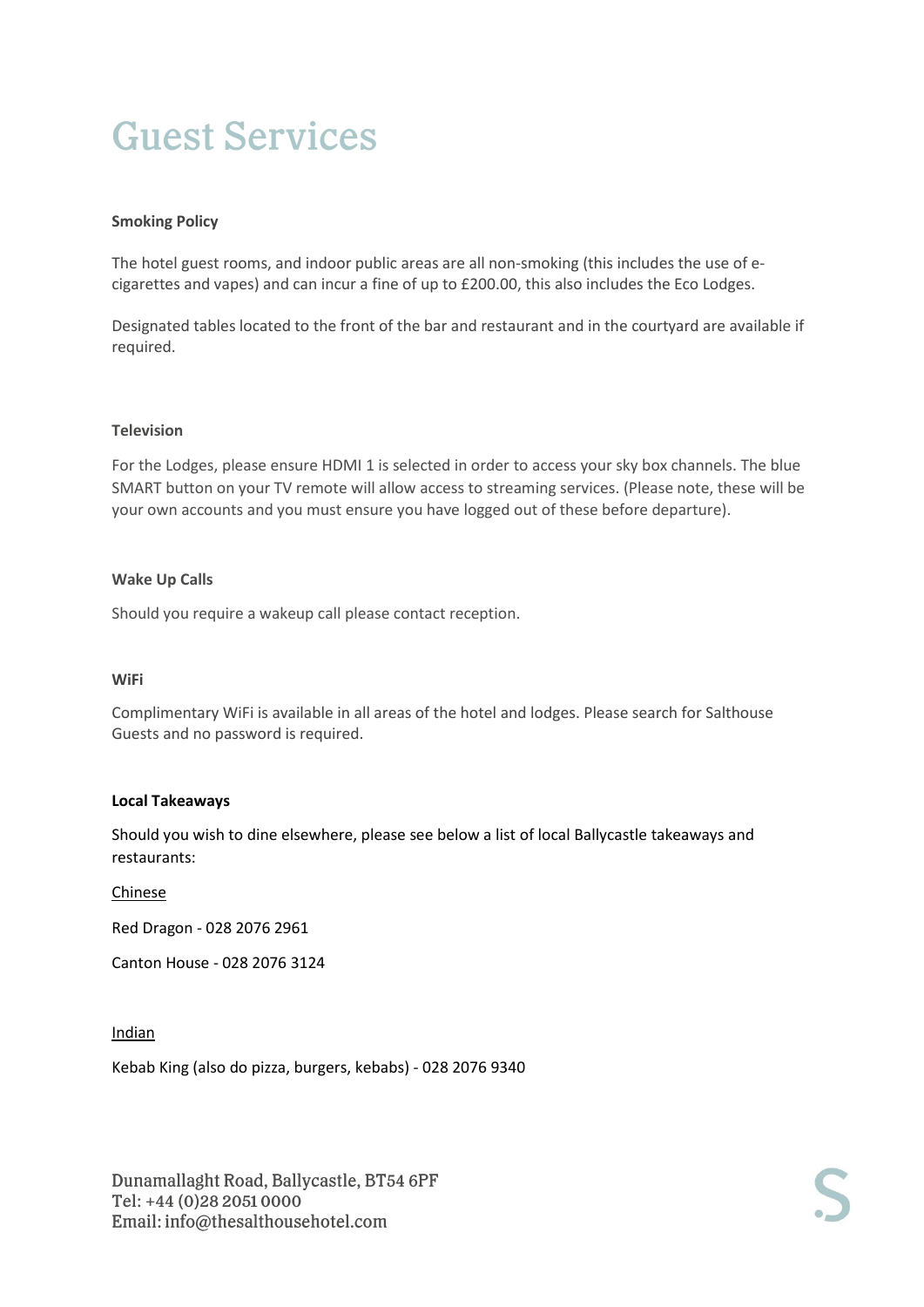# Guest Services

**Smoking Policy**

The hotel guest rooms, and indoor public areas are all non-smoking (this includes the use of e-cigarettes and vapes) and can incur a fine of up to £200.00, this also includes the Eco Lodges.

Designated tables located to the front of the bar and restaurant and in the courtyard are available if required.

**Television**

For the Lodges, please ensure HDMI 1 is selected in order to access your sky box channels. The blue SMART button on your TV remote will allow access to streaming services. (Please note, these will be your own accounts and you must ensure you have logged out of these before departure).

**Wake Up Calls**

Should you require a wakeup call please contact reception.

**WiFi**

Complimentary WiFi is available in all areas of the hotel and lodges. Please search for Salthouse Guests and no password is required.

**Local Takeaways**

Should you wish to dine elsewhere, please see below a list of local Ballycastle takeaways and restaurants:

<u>Chinese</u>

Red Dragon - 028 2076 2961

Canton House - 028 2076 3124

<u>Indian</u>

Kebab King (also do pizza, burgers, kebabs) - 028 2076 9340

Dunamallaght Road, Ballycastle, BT54 6PF
Tel: +44 (0)28 2051 0000
Email: info@thesalthousehotel.com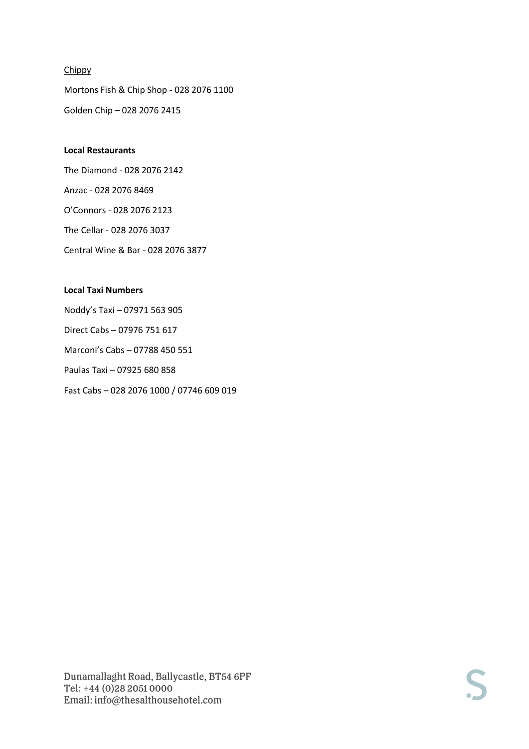Chippy

Mortons Fish & Chip Shop - 028 2076 1100

Golden Chip – 028 2076 2415

**Local Restaurants**

The Diamond - 028 2076 2142

Anzac - 028 2076 8469

O'Connors - 028 2076 2123

The Cellar - 028 2076 3037

Central Wine & Bar - 028 2076 3877

**Local Taxi Numbers**

Noddy's Taxi – 07971 563 905

Direct Cabs – 07976 751 617

Marconi's Cabs – 07788 450 551

Paulas Taxi – 07925 680 858

Fast Cabs – 028 2076 1000 / 07746 609 019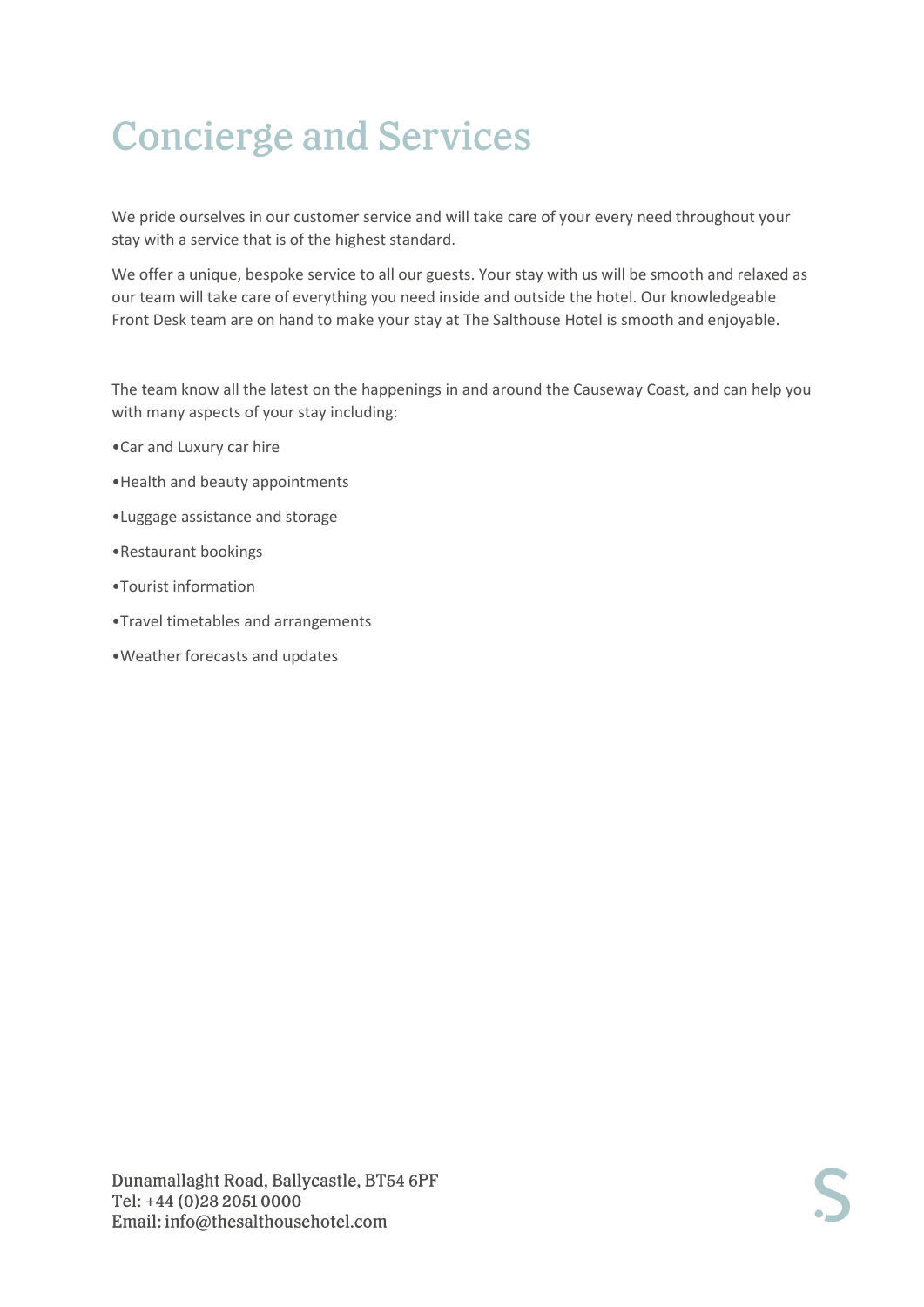# Concierge and Services

We pride ourselves in our customer service and will take care of your every need throughout your stay with a service that is of the highest standard.

We offer a unique, bespoke service to all our guests. Your stay with us will be smooth and relaxed as our team will take care of everything you need inside and outside the hotel. Our knowledgeable Front Desk team are on hand to make your stay at The Salthouse Hotel is smooth and enjoyable.

The team know all the latest on the happenings in and around the Causeway Coast, and can help you with many aspects of your stay including:

- Car and Luxury car hire
- Health and beauty appointments
- Luggage assistance and storage
- Restaurant bookings
- Tourist information
- Travel timetables and arrangements
- Weather forecasts and updates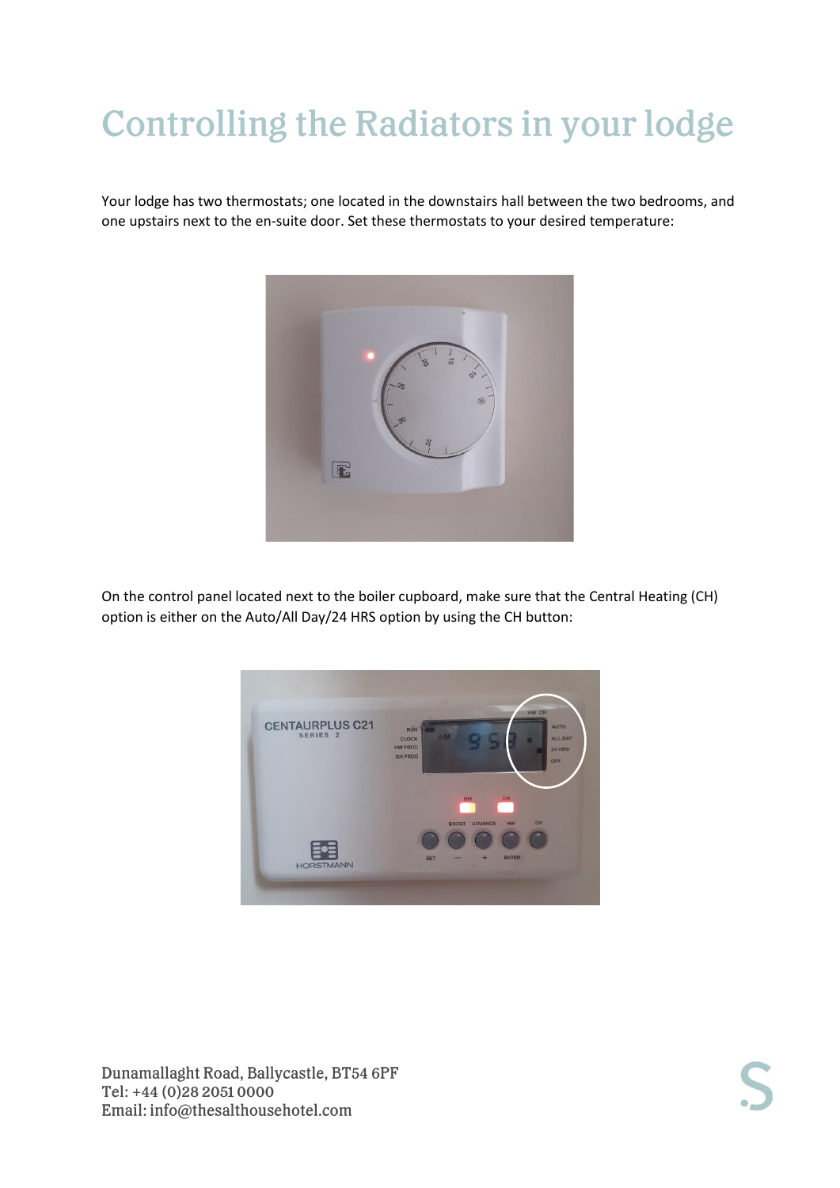# Controlling the Radiators in your lodge

Your lodge has two thermostats; one located in the downstairs hall between the two bedrooms, and one upstairs next to the en-suite door. Set these thermostats to your desired temperature:

On the control panel located next to the boiler cupboard, make sure that the Central Heating (CH) option is either on the Auto/All Day/24 HRS option by using the CH button: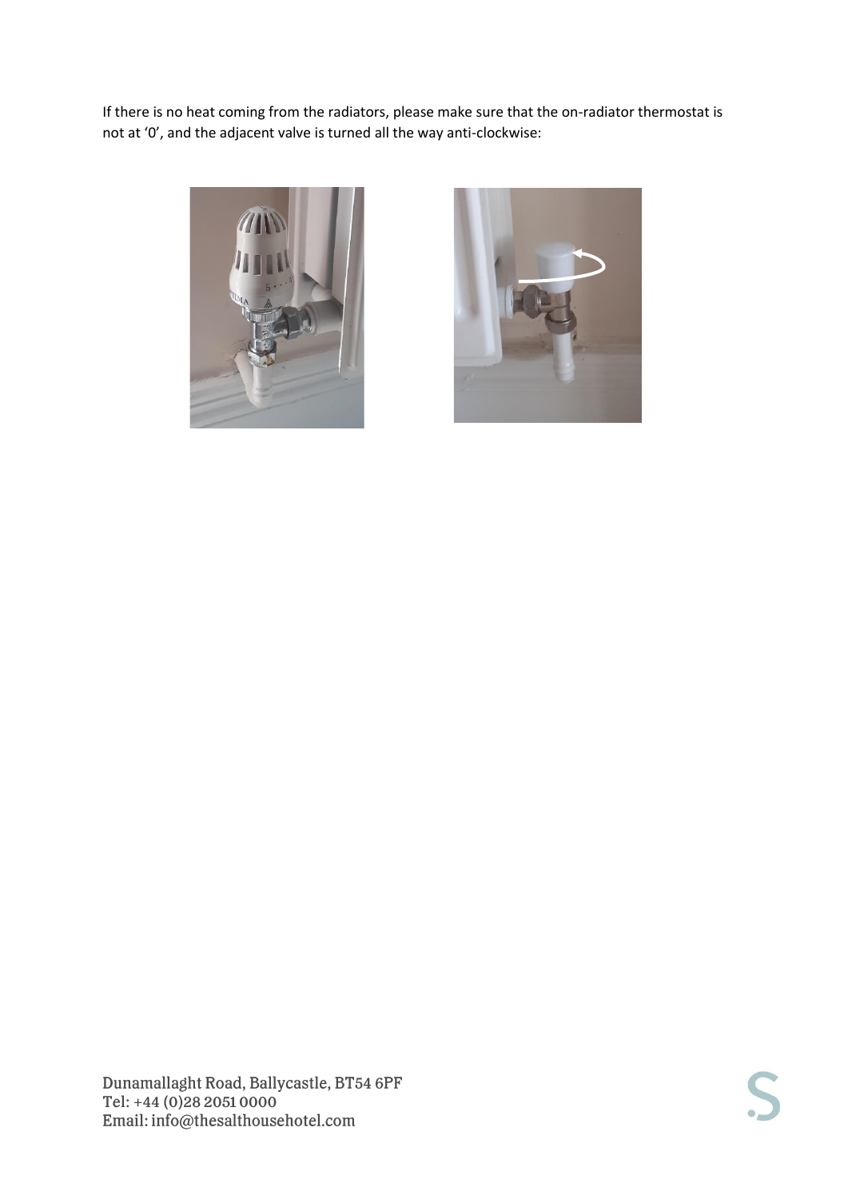If there is no heat coming from the radiators, please make sure that the on-radiator thermostat is not at '0', and the adjacent valve is turned all the way anti-clockwise: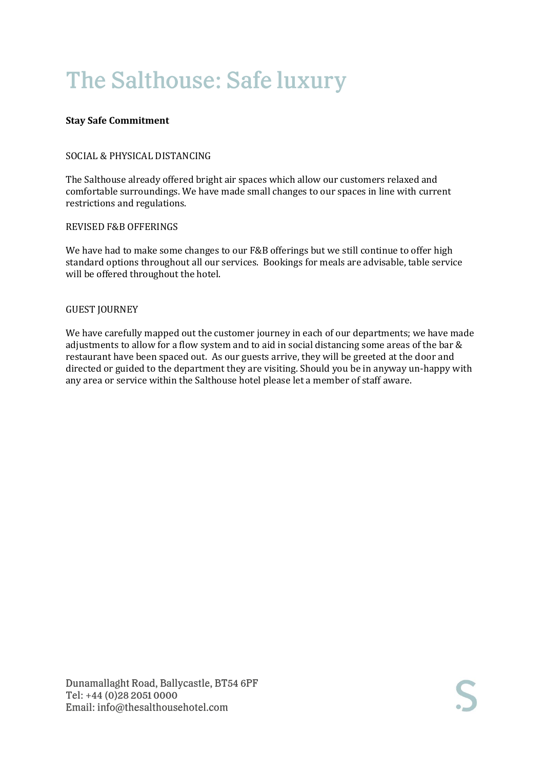# The Salthouse: Safe luxury

**Stay Safe Commitment**

SOCIAL & PHYSICAL DISTANCING

The Salthouse already offered bright air spaces which allow our customers relaxed and comfortable surroundings. We have made small changes to our spaces in line with current restrictions and regulations.

REVISED F&B OFFERINGS

We have had to make some changes to our F&B offerings but we still continue to offer high standard options throughout all our services. Bookings for meals are advisable, table service will be offered throughout the hotel.

GUEST JOURNEY

We have carefully mapped out the customer journey in each of our departments; we have made adjustments to allow for a flow system and to aid in social distancing some areas of the bar & restaurant have been spaced out. As our guests arrive, they will be greeted at the door and directed or guided to the department they are visiting. Should you be in anyway un-happy with any area or service within the Salthouse hotel please let a member of staff aware.

Dunamallaght Road, Ballycastle, BT54 6PF
Tel: +44 (0)28 2051 0000
Email: info@thesalthousehotel.com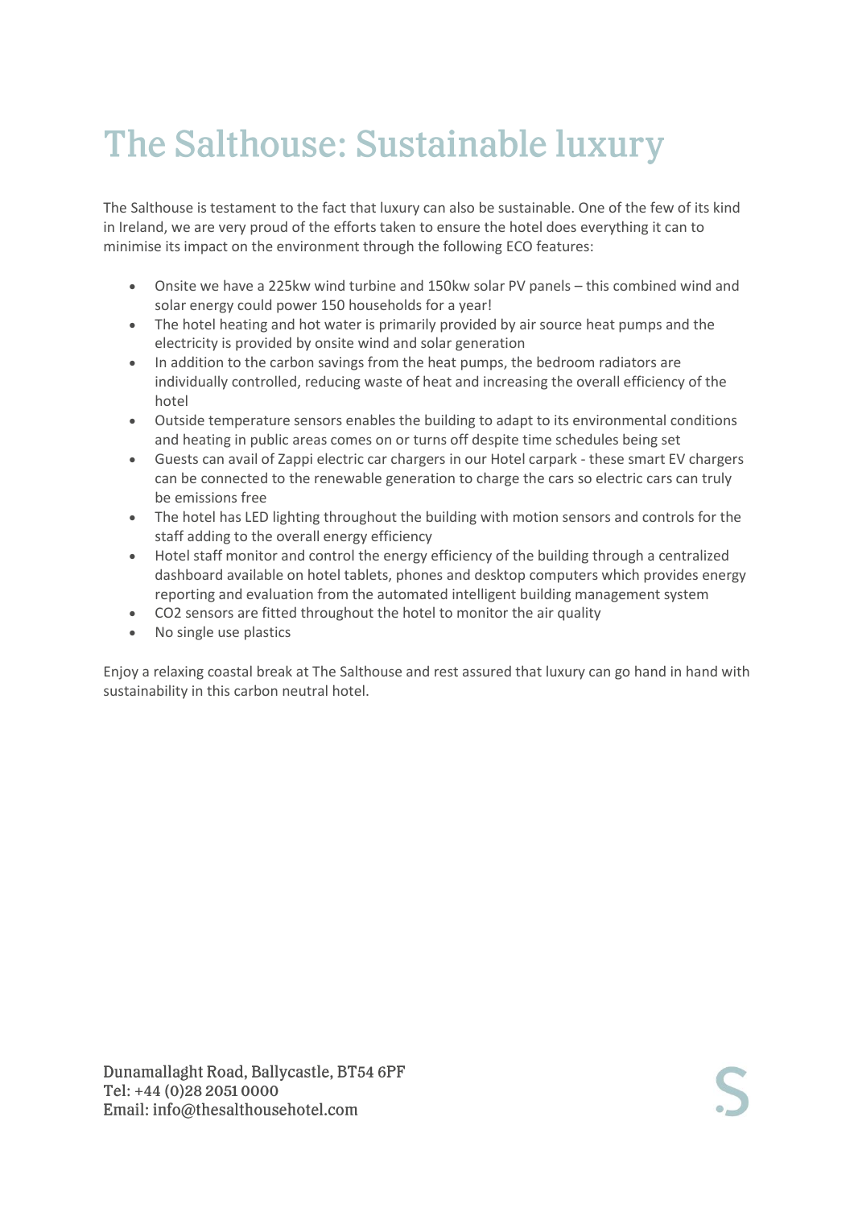# The Salthouse: Sustainable luxury

The Salthouse is testament to the fact that luxury can also be sustainable. One of the few of its kind in Ireland, we are very proud of the efforts taken to ensure the hotel does everything it can to minimise its impact on the environment through the following ECO features:

- Onsite we have a 225kw wind turbine and 150kw solar PV panels – this combined wind and solar energy could power 150 households for a year!
- The hotel heating and hot water is primarily provided by air source heat pumps and the electricity is provided by onsite wind and solar generation
- In addition to the carbon savings from the heat pumps, the bedroom radiators are individually controlled, reducing waste of heat and increasing the overall efficiency of the hotel
- Outside temperature sensors enables the building to adapt to its environmental conditions and heating in public areas comes on or turns off despite time schedules being set
- Guests can avail of Zappi electric car chargers in our Hotel carpark - these smart EV chargers can be connected to the renewable generation to charge the cars so electric cars can truly be emissions free
- The hotel has LED lighting throughout the building with motion sensors and controls for the staff adding to the overall energy efficiency
- Hotel staff monitor and control the energy efficiency of the building through a centralized dashboard available on hotel tablets, phones and desktop computers which provides energy reporting and evaluation from the automated intelligent building management system
- $CO_2$ sensors are fitted throughout the hotel to monitor the air quality
- No single use plastics

Enjoy a relaxing coastal break at The Salthouse and rest assured that luxury can go hand in hand with sustainability in this carbon neutral hotel.

Dunamallaght Road, Ballycastle, BT54 6PF
Tel: +44 (0)28 2051 0000
Email: info@thesalthousehotel.com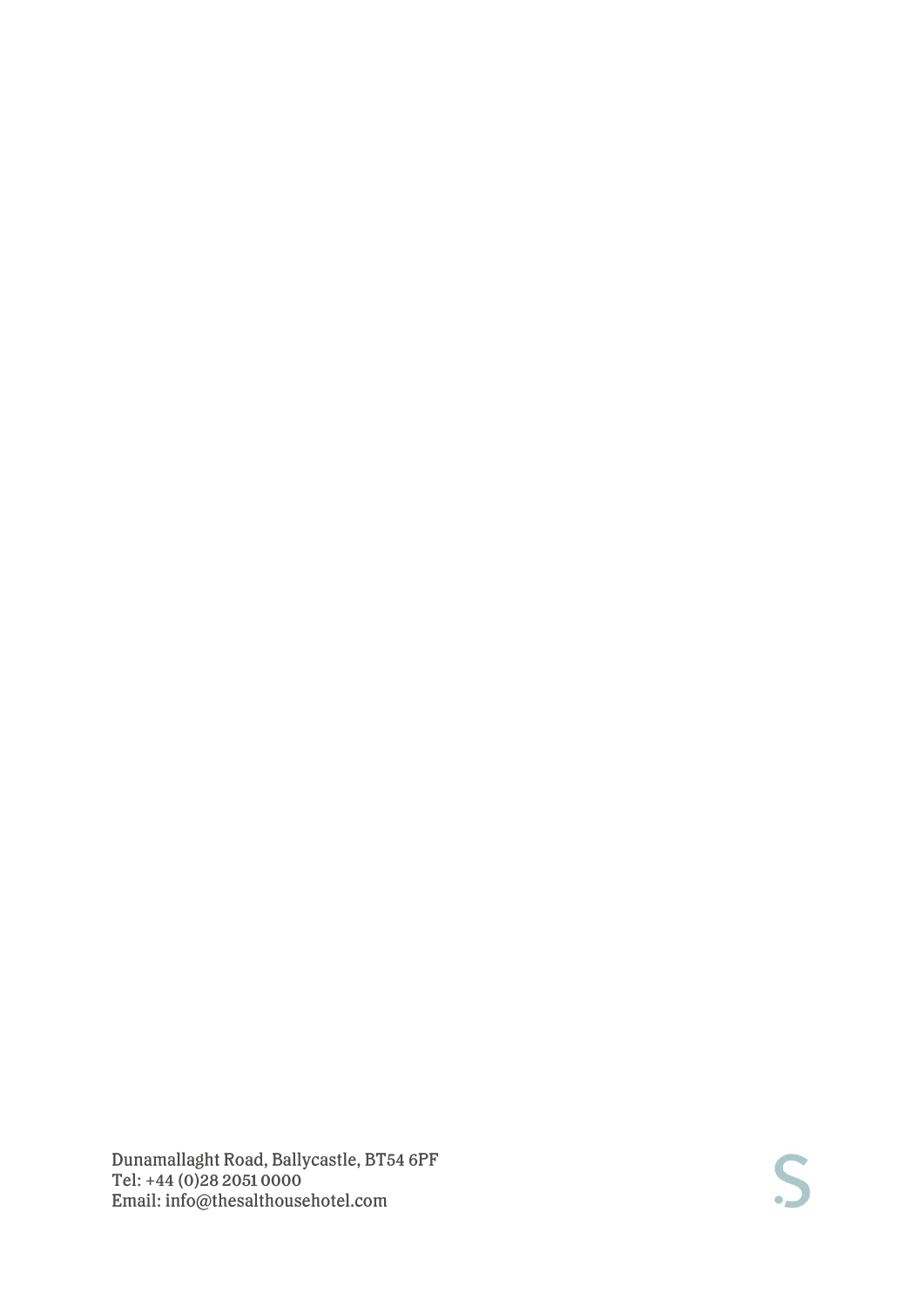Dunamallaght Road, Ballycastle, BT54 6PF
Tel: +44 (0)28 2051 0000
Email: info@thesalthousehotel.com